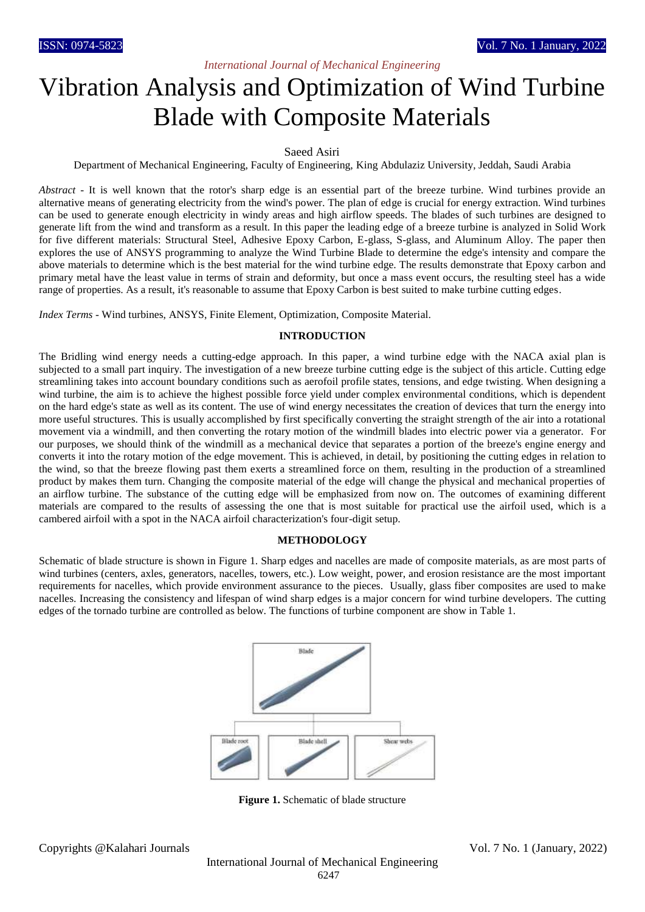# Vibration Analysis and Optimization of Wind Turbine Blade with Composite Materials

Saeed Asiri

Department of Mechanical Engineering, Faculty of Engineering, King Abdulaziz University, Jeddah, Saudi Arabia

*Abstract* - It is well known that the rotor's sharp edge is an essential part of the breeze turbine. Wind turbines provide an alternative means of generating electricity from the wind's power. The plan of edge is crucial for energy extraction. Wind turbines can be used to generate enough electricity in windy areas and high airflow speeds. The blades of such turbines are designed to generate lift from the wind and transform as a result. In this paper the leading edge of a breeze turbine is analyzed in Solid Work for five different materials: Structural Steel, Adhesive Epoxy Carbon, E-glass, S-glass, and Aluminum Alloy. The paper then explores the use of ANSYS programming to analyze the Wind Turbine Blade to determine the edge's intensity and compare the above materials to determine which is the best material for the wind turbine edge. The results demonstrate that Epoxy carbon and primary metal have the least value in terms of strain and deformity, but once a mass event occurs, the resulting steel has a wide range of properties. As a result, it's reasonable to assume that Epoxy Carbon is best suited to make turbine cutting edges.

*Index Terms* - Wind turbines, ANSYS, Finite Element, Optimization, Composite Material.

## INTRODUCTION

The Bridling wind energy needs a cutting-edge approach. In this paper, a wind turbine edge with the NACA axial plan is subjected to a small part inquiry. The investigation of a new breeze turbine cutting edge is the subject of this article. Cutting edge streamlining takes into account boundary conditions such as aerofoil profile states, tensions, and edge twisting. When designing a wind turbine, the aim is to achieve the highest possible force yield under complex environmental conditions, which is dependent on the hard edge's state as well as its content. The use of wind energy necessitates the creation of devices that turn the energy into more useful structures. This is usually accomplished by first specifically converting the straight strength of the air into a rotational movement via a windmill, and then converting the rotary motion of the windmill blades into electric power via a generator. For our purposes, we should think of the windmill as a mechanical device that separates a portion of the breeze's engine energy and converts it into the rotary motion of the edge movement. This is achieved, in detail, by positioning the cutting edges in relation to the wind, so that the breeze flowing past them exerts a streamlined force on them, resulting in the production of a streamlined product by makes them turn. Changing the composite material of the edge will change the physical and mechanical properties of an airflow turbine. The substance of the cutting edge will be emphasized from now on. The outcomes of examining different materials are compared to the results of assessing the one that is most suitable for practical use the airfoil used, which is a cambered airfoil with a spot in the NACA airfoil characterization's four-digit setup.

## METHODOLOGY

Schematic of blade structure is shown in Figure 1. Sharp edges and nacelles are made of composite materials, as are most parts of wind turbines (centers, axles, generators, nacelles, towers, etc.). Low weight, power, and erosion resistance are the most important requirements for nacelles, which provide environment assurance to the pieces. Usually, glass fiber composites are used to make nacelles. Increasing the consistency and lifespan of wind sharp edges is a major concern for wind turbine developers. The cutting edges of the tornado turbine are controlled as below. The functions of turbine component are show in Table 1.

**Figure 1.** Schematic of blade structure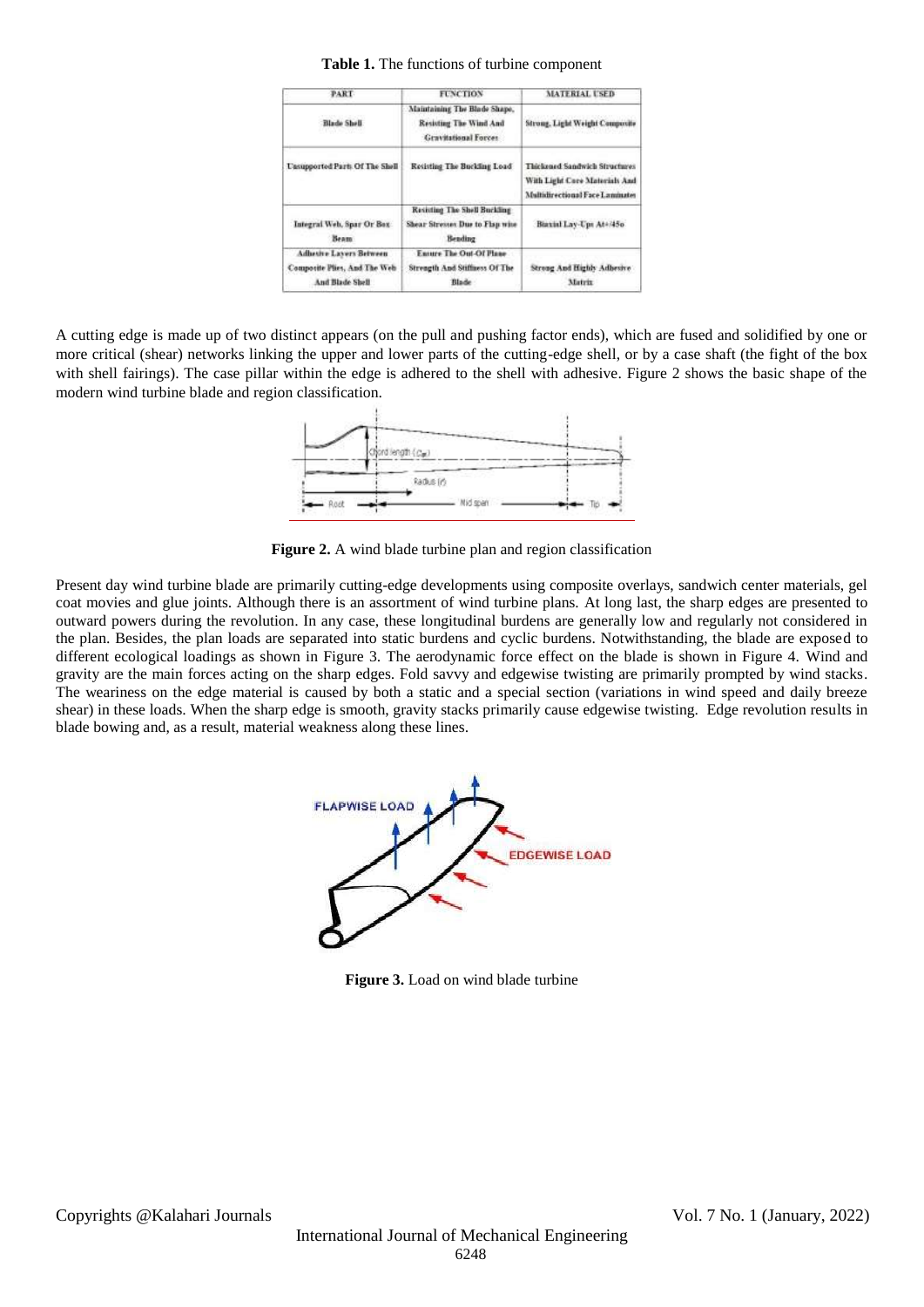**Table 1.** The functions of turbine component

| PART | FUNCTION | MATERIAL USED |
|---|---|---|
| Blade Shell | Maintaining The Blade Shape, Resisting The Wind And Gravitational Forces | Strong, Light Weight Composite |
| Unsupported Parts Of The Shell | Resisting The Buckling Load | Thickened Sandwich Structures With Light Core Materials And Multidirectional Face Laminates |
| Integral Web, Spar Or Box Beam | Resisting The Shell Buckling Shear Stresses Due to Flap wise Bending | Biaxial Lay-Ups At+/45o |
| Adhesive Layers Between Composite Plies, And The Web And Blade Shell | Ensure The Out-Of Plane Strength And Stiffness Of The Blade | Strong And Highly Adhesive Matrix |

A cutting edge is made up of two distinct appears (on the pull and pushing factor ends), which are fused and solidified by one or more critical (shear) networks linking the upper and lower parts of the cutting-edge shell, or by a case shaft (the fight of the box with shell fairings). The case pillar within the edge is adhered to the shell with adhesive. Figure 2 shows the basic shape of the modern wind turbine blade and region classification.

**Figure 2.** A wind blade turbine plan and region classification

Present day wind turbine blade are primarily cutting-edge developments using composite overlays, sandwich center materials, gel coat movies and glue joints. Although there is an assortment of wind turbine plans. At long last, the sharp edges are presented to outward powers during the revolution. In any case, these longitudinal burdens are generally low and regularly not considered in the plan. Besides, the plan loads are separated into static burdens and cyclic burdens. Notwithstanding, the blade are exposed to different ecological loadings as shown in Figure 3. The aerodynamic force effect on the blade is shown in Figure 4. Wind and gravity are the main forces acting on the sharp edges. Fold savvy and edgewise twisting are primarily prompted by wind stacks. The weariness on the edge material is caused by both a static and a special section (variations in wind speed and daily breeze shear) in these loads. When the sharp edge is smooth, gravity stacks primarily cause edgewise twisting. Edge revolution results in blade bowing and, as a result, material weakness along these lines.

**Figure 3.** Load on wind blade turbine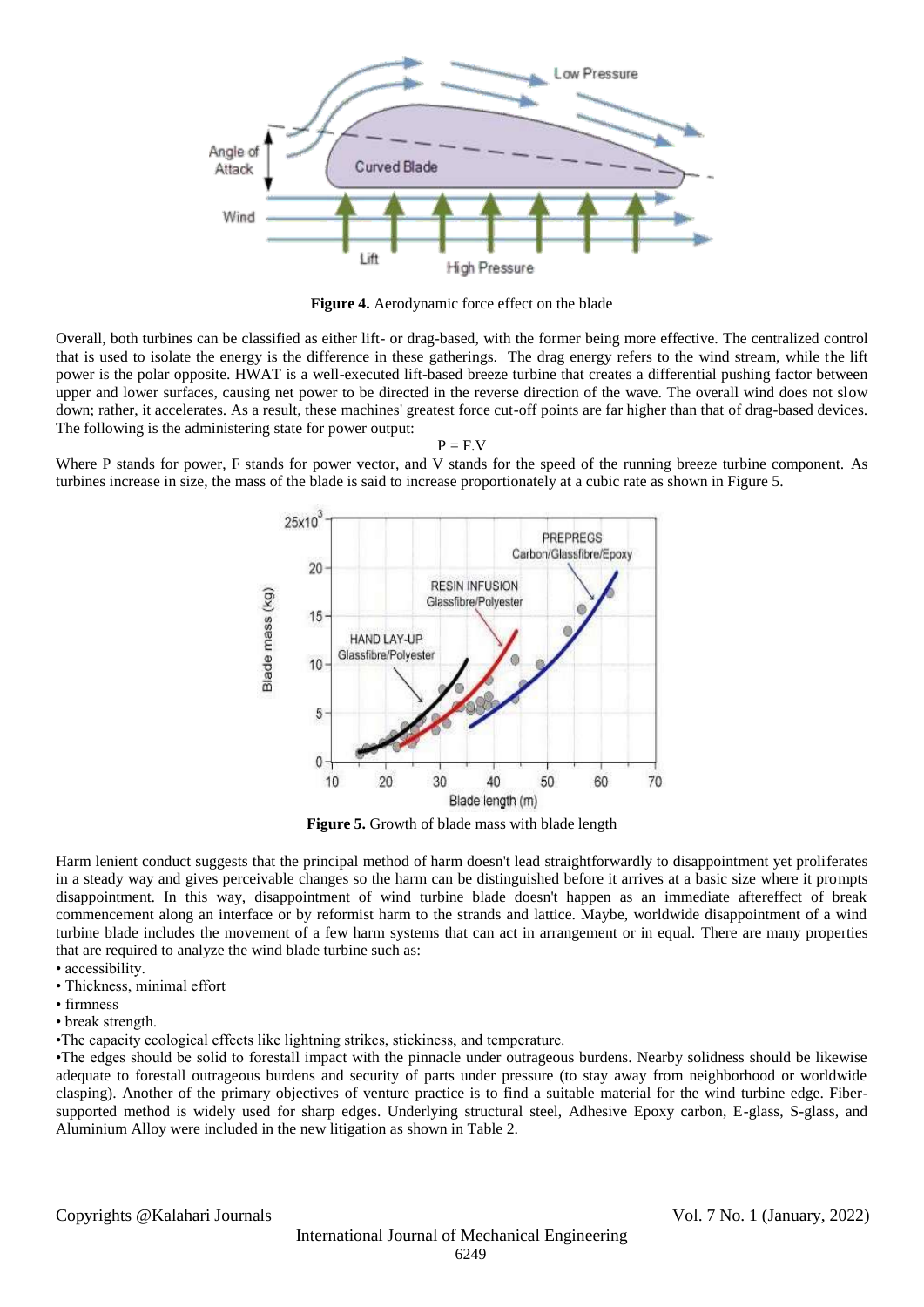**Figure 4.** Aerodynamic force effect on the blade

Overall, both turbines can be classified as either lift- or drag-based, with the former being more effective. The centralized control that is used to isolate the energy is the difference in these gatherings. The drag energy refers to the wind stream, while the lift power is the polar opposite. HWAT is a well-executed lift-based breeze turbine that creates a differential pushing factor between upper and lower surfaces, causing net power to be directed in the reverse direction of the wave. The overall wind does not slow down; rather, it accelerates. As a result, these machines' greatest force cut-off points are far higher than that of drag-based devices. The following is the administering state for power output:

$$P = F.V$$

Where P stands for power, F stands for power vector, and V stands for the speed of the running breeze turbine component. As turbines increase in size, the mass of the blade is said to increase proportionately at a cubic rate as shown in Figure 5.

**Figure 5.** Growth of blade mass with blade length

Harm lenient conduct suggests that the principal method of harm doesn't lead straightforwardly to disappointment yet proliferates in a steady way and gives perceivable changes so the harm can be distinguished before it arrives at a basic size where it prompts disappointment. In this way, disappointment of wind turbine blade doesn't happen as an immediate aftereffect of break commencement along an interface or by reformist harm to the strands and lattice. Maybe, worldwide disappointment of a wind turbine blade includes the movement of a few harm systems that can act in arrangement or in equal. There are many properties that are required to analyze the wind blade turbine such as:

- accessibility.
- Thickness, minimal effort
- firmness
- break strength.
- The capacity ecological effects like lightning strikes, stickiness, and temperature.
- The edges should be solid to forestall impact with the pinnacle under outrageous burdens. Nearby solidness should be likewise adequate to forestall outrageous burdens and security of parts under pressure (to stay away from neighborhood or worldwide clasping). Another of the primary objectives of venture practice is to find a suitable material for the wind turbine edge. Fiber-supported method is widely used for sharp edges. Underlying structural steel, Adhesive Epoxy carbon, E-glass, S-glass, and Aluminium Alloy were included in the new litigation as shown in Table 2.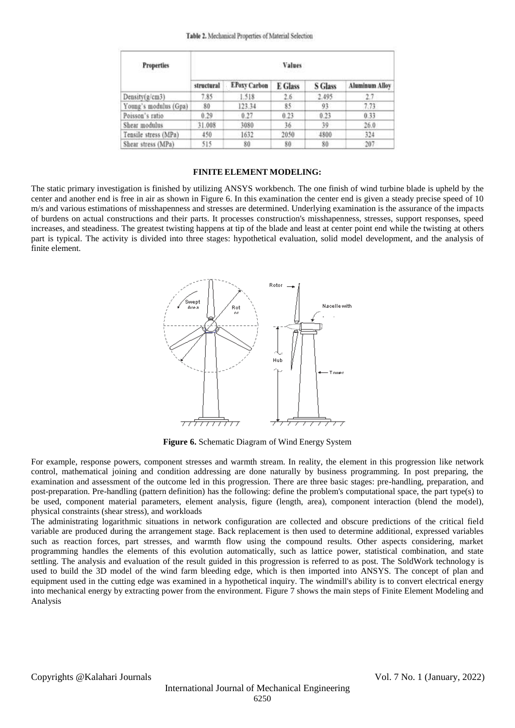Table 2. Mechanical Properties of Material Selection

| Properties | Values | | | | |
|---|---|---|---|---|---|
| | structural | EPoxy Carbon | E Glass | S Glass | Aluminum Alloy |
| Density(g/cm3) | 7.85 | 1.518 | 2.6 | 2.495 | 2.7 |
| Young's modulus (Gpa) | 80 | 123.34 | 85 | 93 | 7.73 |
| Poisson's ratio | 0.29 | 0.27 | 0.23 | 0.23 | 0.33 |
| Shear modulus | 31.008 | 3080 | 36 | 39 | 26.0 |
| Tensile stress (MPa) | 450 | 1632 | 2050 | 4800 | 324 |
| Shear stress (MPa) | 515 | 80 | 80 | 80 | 207 |

## FINITE ELEMENT MODELING:

The static primary investigation is finished by utilizing ANSYS workbench. The one finish of wind turbine blade is upheld by the center and another end is free in air as shown in Figure 6. In this examination the center end is given a steady precise speed of 10 m/s and various estimations of misshapenness and stresses are determined. Underlying examination is the assurance of the impacts of burdens on actual constructions and their parts. It processes construction's misshapenness, stresses, support responses, speed increases, and steadiness. The greatest twisting happens at tip of the blade and least at center point end while the twisting at others part is typical. The activity is divided into three stages: hypothetical evaluation, solid model development, and the analysis of finite element.

**Figure 6.** Schematic Diagram of Wind Energy System

For example, response powers, component stresses and warmth stream. In reality, the element in this progression like network control, mathematical joining and condition addressing are done naturally by business programming. In post preparing, the examination and assessment of the outcome led in this progression. There are three basic stages: pre-handling, preparation, and post-preparation. Pre-handling (pattern definition) has the following: define the problem's computational space, the part type(s) to be used, component material parameters, element analysis, figure (length, area), component interaction (blend the model), physical constraints (shear stress), and workloads

The administrating logarithmic situations in network configuration are collected and obscure predictions of the critical field variable are produced during the arrangement stage. Back replacement is then used to determine additional, expressed variables such as reaction forces, part stresses, and warmth flow using the compound results. Other aspects considering, market programming handles the elements of this evolution automatically, such as lattice power, statistical combination, and state settling. The analysis and evaluation of the result guided in this progression is referred to as post. The SoldWork technology is used to build the 3D model of the wind farm bleeding edge, which is then imported into ANSYS. The concept of plan and equipment used in the cutting edge was examined in a hypothetical inquiry. The windmill's ability is to convert electrical energy into mechanical energy by extracting power from the environment. Figure 7 shows the main steps of Finite Element Modeling and Analysis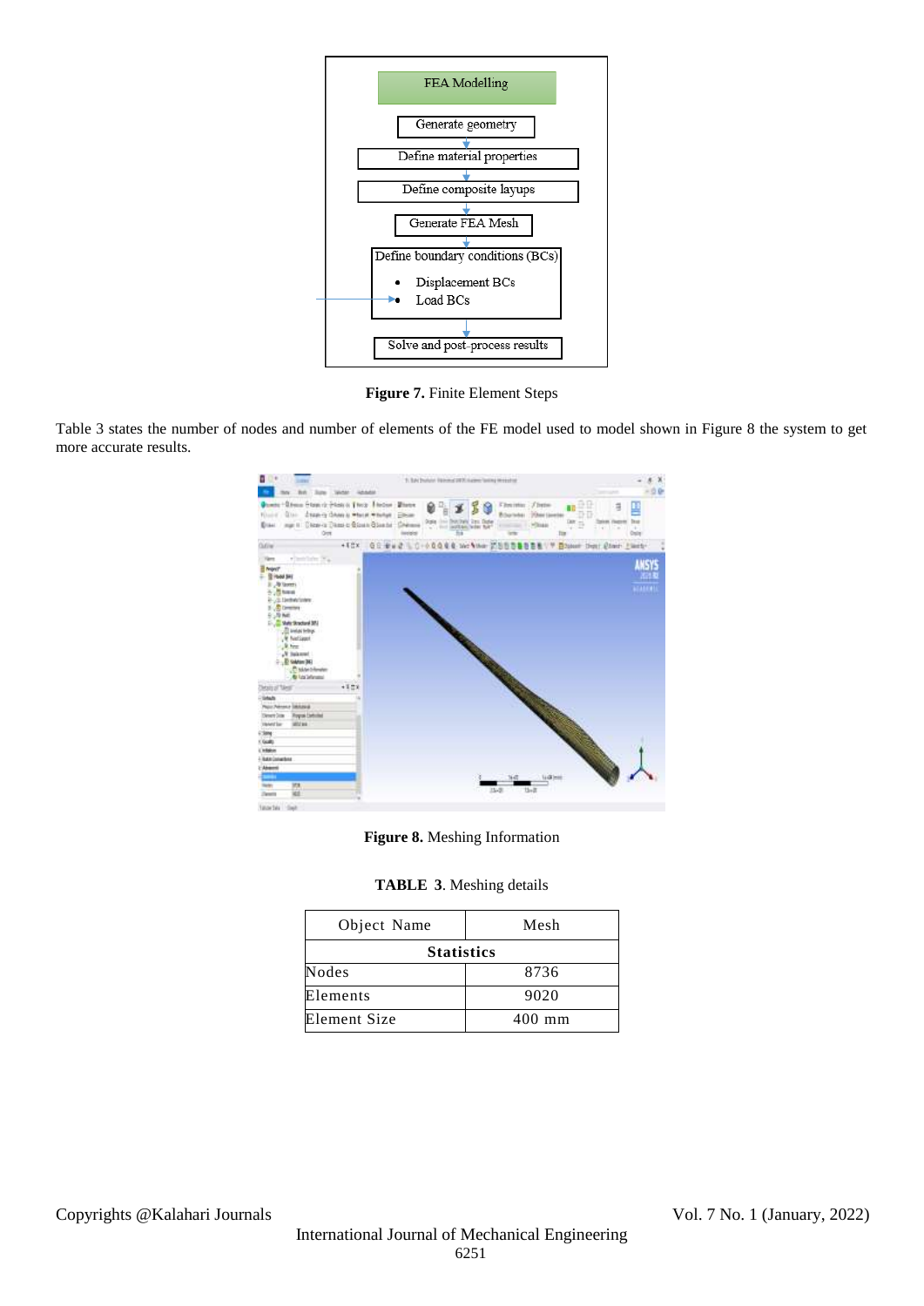**Figure 7.** Finite Element Steps

Table 3 states the number of nodes and number of elements of the FE model used to model shown in Figure 8 the system to get more accurate results.

**Figure 8.** Meshing Information

**TABLE 3**. Meshing details

| Object Name | Mesh |
|---|---|
| **Statistics** | |
| Nodes | 8736 |
| Elements | 9020 |
| Element Size | 400 mm |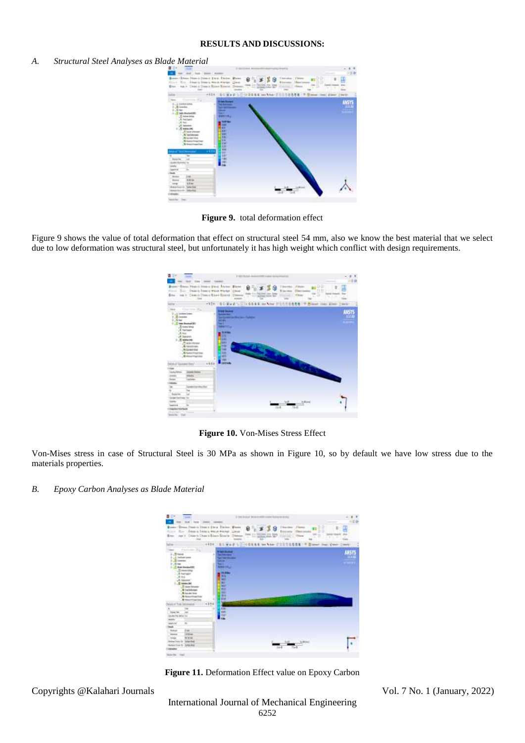# RESULTS AND DISCUSSIONS:

## A. *Structural Steel Analyses as Blade Material*

**Figure 9.** total deformation effect

Figure 9 shows the value of total deformation that effect on structural steel 54 mm, also we know the best material that we select due to low deformation was structural steel, but unfortunately it has high weight which conflict with design requirements.

**Figure 10.** Von-Mises Stress Effect

Von-Mises stress in case of Structural Steel is 30 MPa as shown in Figure 10, so by default we have low stress due to the materials properties.

## B. *Epoxy Carbon Analyses as Blade Material*

**Figure 11.** Deformation Effect value on Epoxy Carbon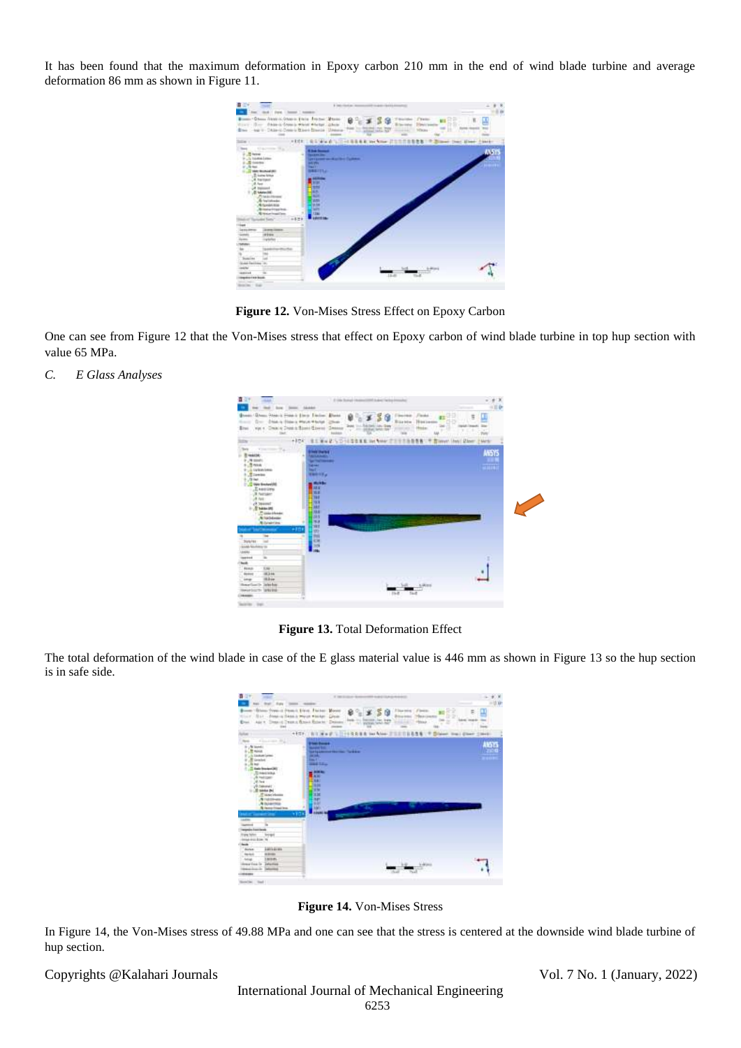It has been found that the maximum deformation in Epoxy carbon 210 mm in the end of wind blade turbine and average deformation 86 mm as shown in Figure 11.

**Figure 12.** Von-Mises Stress Effect on Epoxy Carbon

One can see from Figure 12 that the Von-Mises stress that effect on Epoxy carbon of wind blade turbine in top hup section with value 65 MPa.

*C. E Glass Analyses*

**Figure 13.** Total Deformation Effect

The total deformation of the wind blade in case of the E glass material value is 446 mm as shown in Figure 13 so the hup section is in safe side.

**Figure 14.** Von-Mises Stress

In Figure 14, the Von-Mises stress of 49.88 MPa and one can see that the stress is centered at the downside wind blade turbine of hup section.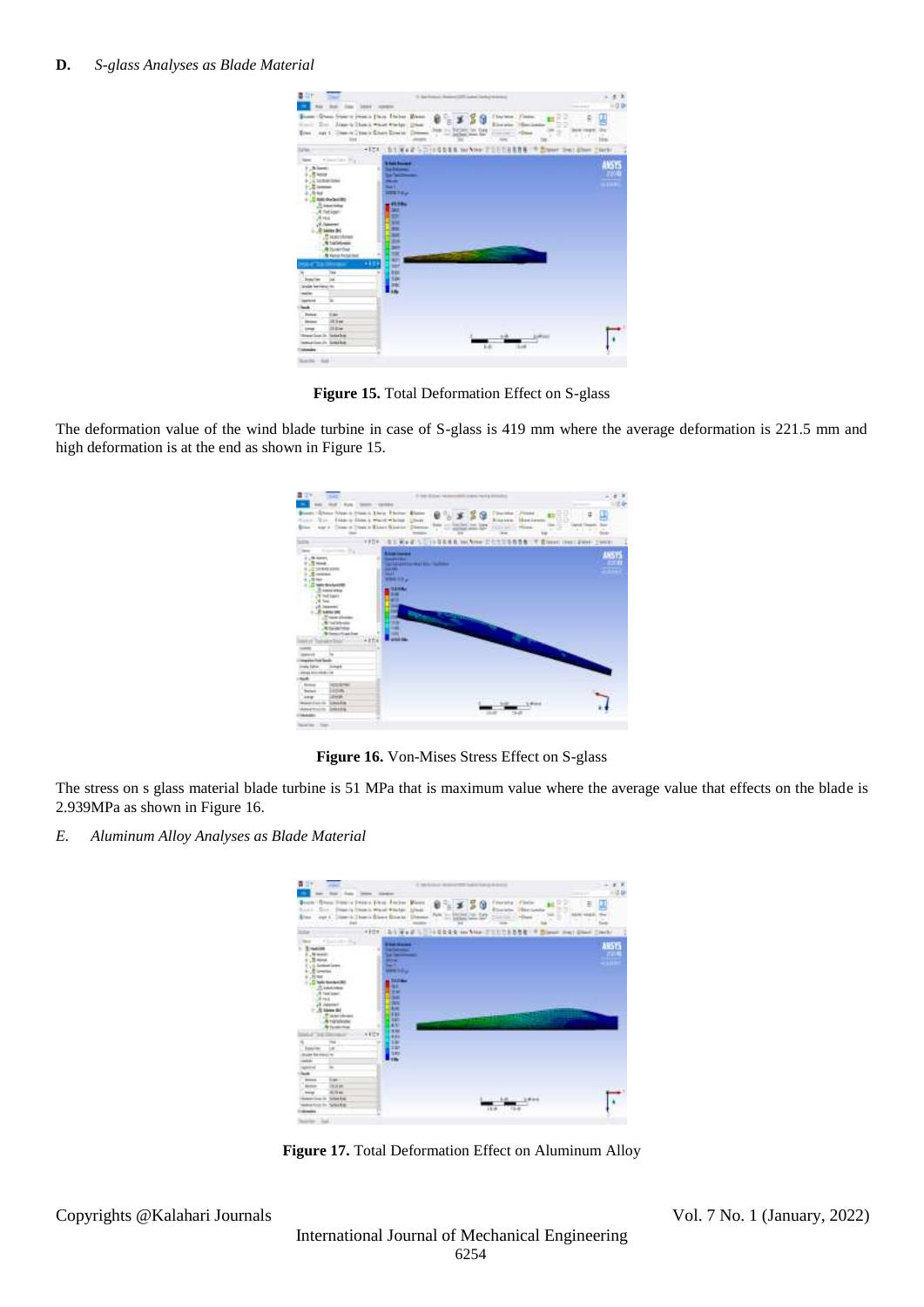### D. *S-glass Analyses as Blade Material*

**Figure 15.** Total Deformation Effect on S-glass

The deformation value of the wind blade turbine in case of S-glass is 419 mm where the average deformation is 221.5 mm and high deformation is at the end as shown in Figure 15.

**Figure 16.** Von-Mises Stress Effect on S-glass

The stress on s glass material blade turbine is 51 MPa that is maximum value where the average value that effects on the blade is 2.939MPa as shown in Figure 16.

### E. *Aluminum Alloy Analyses as Blade Material*

**Figure 17.** Total Deformation Effect on Aluminum Alloy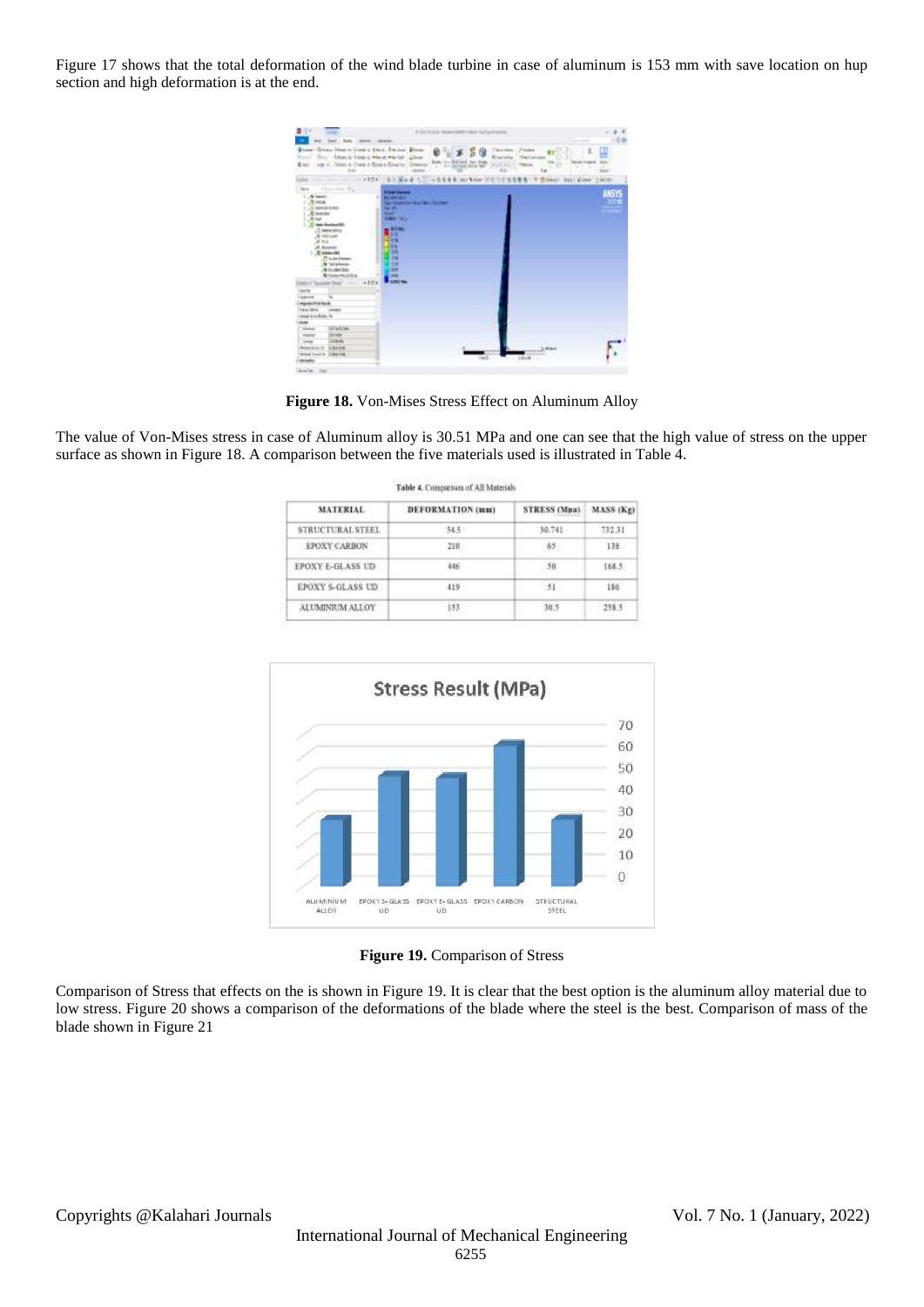Figure 17 shows that the total deformation of the wind blade turbine in case of aluminum is 153 mm with save location on hup section and high deformation is at the end.

**Figure 18.** Von-Mises Stress Effect on Aluminum Alloy

The value of Von-Mises stress in case of Aluminum alloy is 30.51 MPa and one can see that the high value of stress on the upper surface as shown in Figure 18. A comparison between the five materials used is illustrated in Table 4.

**Table 4.** Comparison of All Materials

| MATERIAL | DEFORMATION (mm) | STRESS (Mpa) | MASS (Kg) |
|---|---|---|---|
| STRUCTURAL STEEL | 54.5 | 30.741 | 732.31 |
| EPOXY CARBON | 210 | 65 | 138 |
| EPOXY E-GLASS UD | 446 | 50 | 168.5 |
| EPOXY S-GLASS UD | 419 | 51 | 186 |
| ALUMINIUM ALLOY | 153 | 30.5 | 258.5 |

**Figure 19.** Comparison of Stress

Comparison of Stress that effects on the is shown in Figure 19. It is clear that the best option is the aluminum alloy material due to low stress. Figure 20 shows a comparison of the deformations of the blade where the steel is the best. Comparison of mass of the blade shown in Figure 21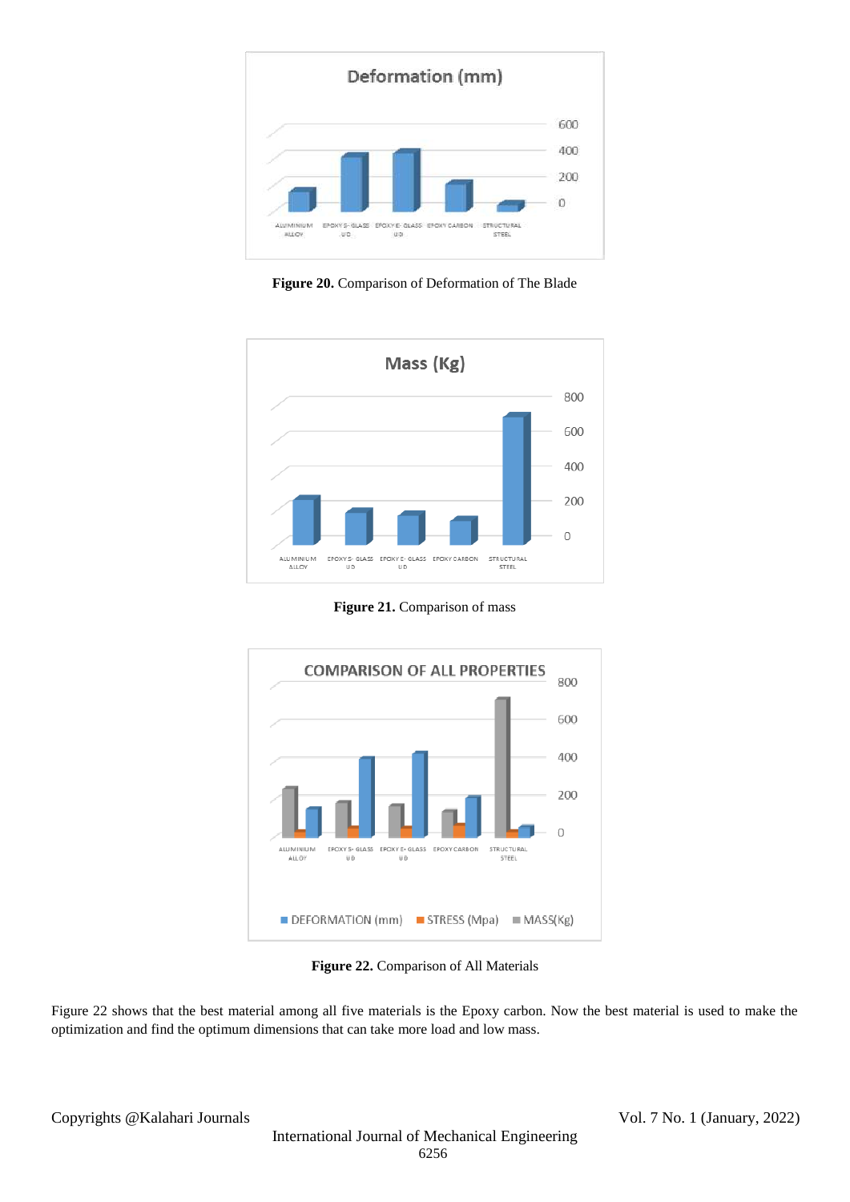Figure 20. Comparison of Deformation of The Blade

Figure 21. Comparison of mass

Figure 22. Comparison of All Materials

Figure 22 shows that the best material among all five materials is the Epoxy carbon. Now the best material is used to make the optimization and find the optimum dimensions that can take more load and low mass.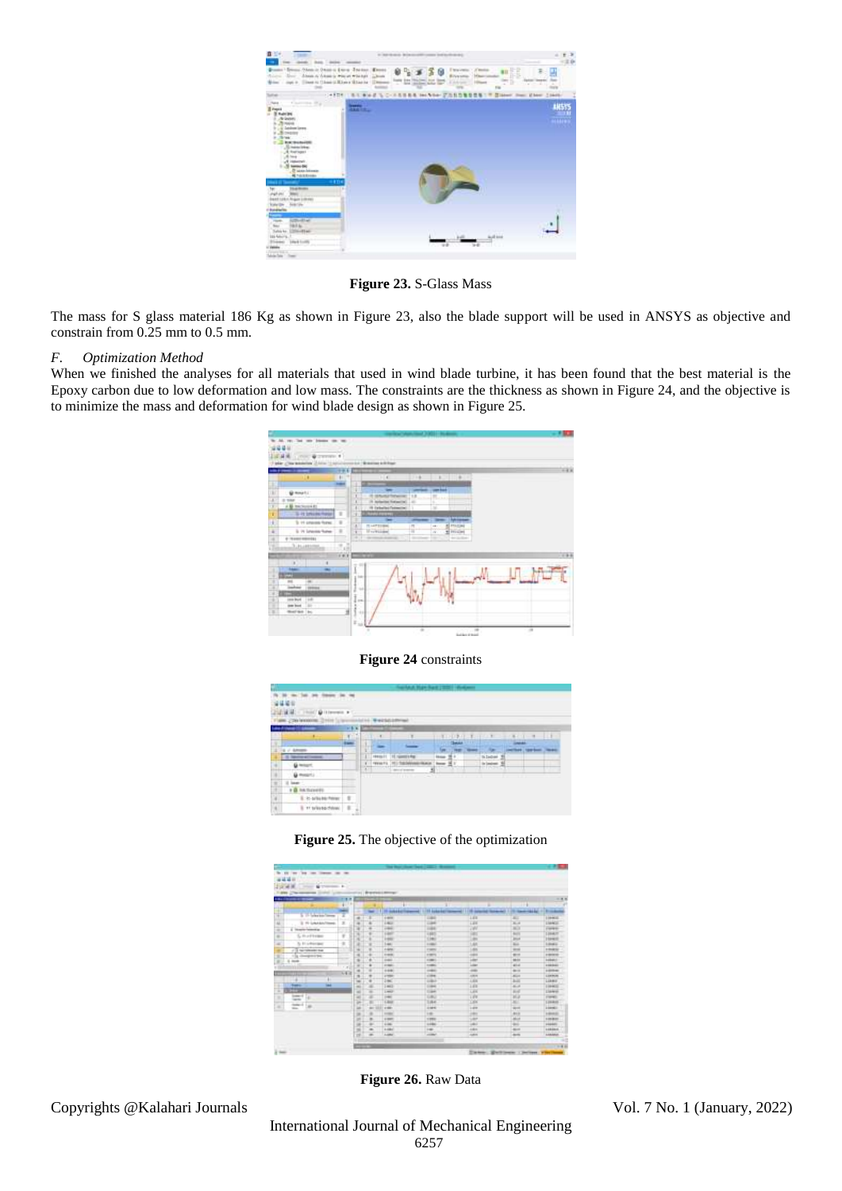Figure 23. S-Glass Mass

The mass for S glass material 186 Kg as shown in Figure 23, also the blade support will be used in ANSYS as objective and constrain from 0.25 mm to 0.5 mm.

### F. Optimization Method

When we finished the analyses for all materials that used in wind blade turbine, it has been found that the best material is the Epoxy carbon due to low deformation and low mass. The constraints are the thickness as shown in Figure 24, and the objective is to minimize the mass and deformation for wind blade design as shown in Figure 25.

**Figure 24** constraints

**Figure 25.** The objective of the optimization

**Figure 26.** Raw Data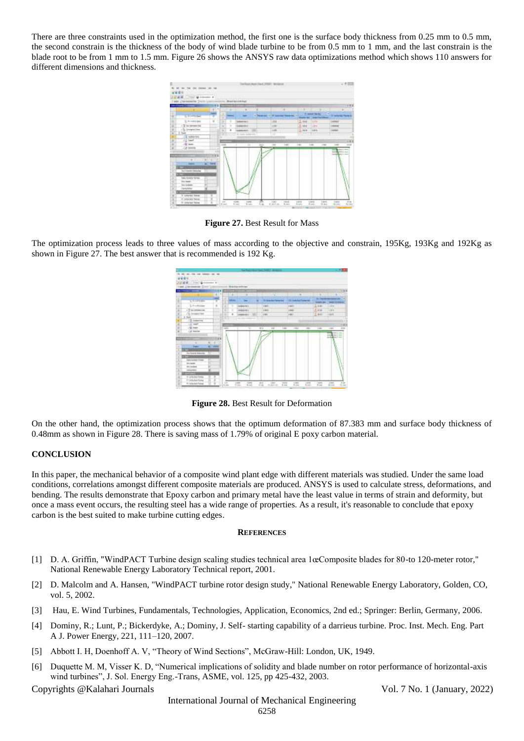There are three constraints used in the optimization method, the first one is the surface body thickness from 0.25 mm to 0.5 mm, the second constrain is the thickness of the body of wind blade turbine to be from 0.5 mm to 1 mm, and the last constrain is the blade root to be from 1 mm to 1.5 mm. Figure 26 shows the ANSYS raw data optimizations method which shows 110 answers for different dimensions and thickness.

**Figure 27.** Best Result for Mass

The optimization process leads to three values of mass according to the objective and constrain, 195Kg, 193Kg and 192Kg as shown in Figure 27. The best answer that is recommended is 192 Kg.

**Figure 28.** Best Result for Deformation

On the other hand, the optimization process shows that the optimum deformation of 87.383 mm and surface body thickness of 0.48mm as shown in Figure 28. There is saving mass of 1.79% of original E poxy carbon material.

## CONCLUSION

In this paper, the mechanical behavior of a composite wind plant edge with different materials was studied. Under the same load conditions, correlations amongst different composite materials are produced. ANSYS is used to calculate stress, deformations, and bending. The results demonstrate that Epoxy carbon and primary metal have the least value in terms of strain and deformity, but once a mass event occurs, the resulting steel has a wide range of properties. As a result, it's reasonable to conclude that epoxy carbon is the best suited to make turbine cutting edges.

## REFERENCES

[1] D. A. Griffin, "WindPACT Turbine design scaling studies technical area 1œComposite blades for 80-to 120-meter rotor," National Renewable Energy Laboratory Technical report, 2001.

[2] D. Malcolm and A. Hansen, "WindPACT turbine rotor design study," National Renewable Energy Laboratory, Golden, CO, vol. 5, 2002.

[3] Hau, E. Wind Turbines, Fundamentals, Technologies, Application, Economics, 2nd ed.; Springer: Berlin, Germany, 2006.

[4] Dominy, R.; Lunt, P.; Bickerdyke, A.; Dominy, J. Self- starting capability of a darrieus turbine. Proc. Inst. Mech. Eng. Part A J. Power Energy, 221, 111–120, 2007.

[5] Abbott I. H, Doenhoff A. V, "Theory of Wind Sections", McGraw-Hill: London, UK, 1949.

[6] Duquette M. M, Visser K. D, "Numerical implications of solidity and blade number on rotor performance of horizontal-axis wind turbines", J. Sol. Energy Eng.-Trans, ASME, vol. 125, pp 425-432, 2003.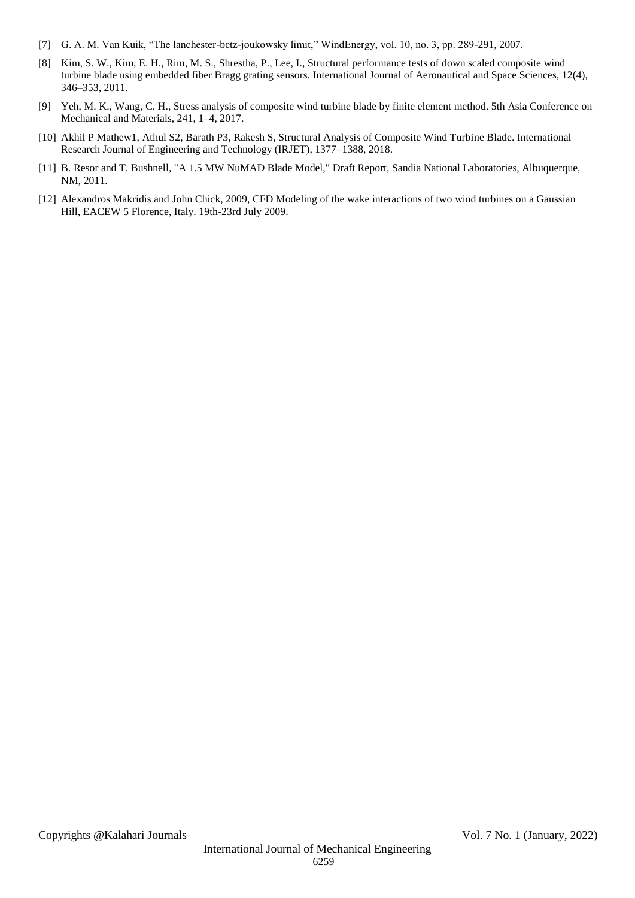[7] G. A. M. Van Kuik, "The lanchester-betz-joukowsky limit," WindEnergy, vol. 10, no. 3, pp. 289-291, 2007.

[8] Kim, S. W., Kim, E. H., Rim, M. S., Shrestha, P., Lee, I., Structural performance tests of down scaled composite wind turbine blade using embedded fiber Bragg grating sensors. International Journal of Aeronautical and Space Sciences, 12(4), 346–353, 2011.

[9] Yeh, M. K., Wang, C. H., Stress analysis of composite wind turbine blade by finite element method. 5th Asia Conference on Mechanical and Materials, 241, 1–4, 2017.

[10] Akhil P Mathew1, Athul S2, Barath P3, Rakesh S, Structural Analysis of Composite Wind Turbine Blade. International Research Journal of Engineering and Technology (IRJET), 1377–1388, 2018.

[11] B. Resor and T. Bushnell, "A 1.5 MW NuMAD Blade Model," Draft Report, Sandia National Laboratories, Albuquerque, NM, 2011.

[12] Alexandros Makridis and John Chick, 2009, CFD Modeling of the wake interactions of two wind turbines on a Gaussian Hill, EACEW 5 Florence, Italy. 19th-23rd July 2009.